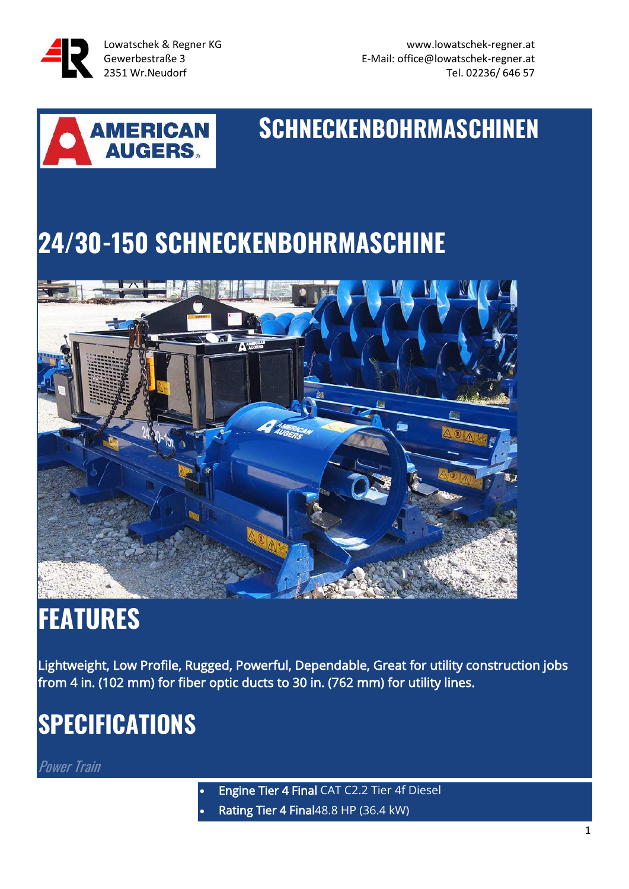Lowatschek & Regner KG
Gewerbestraße 3
2351 Wr.Neudorf

www.lowatschek-regner.at
E-Mail: office@lowatschek-regner.at
Tel. 02236/ 646 57

# SCHNECKENBOHRMASCHINEN

# 24/30-150 SCHNECKENBOHRMASCHINE

## FEATURES

Lightweight, Low Profile, Rugged, Powerful, Dependable, Great for utility construction jobs from 4 in. (102 mm) for fiber optic ducts to 30 in. (762 mm) for utility lines.

## SPECIFICATIONS

*Power Train*

- **Engine Tier 4 Final** CAT C2.2 Tier 4f Diesel
- **Rating Tier 4 Final**48.8 HP (36.4 kW)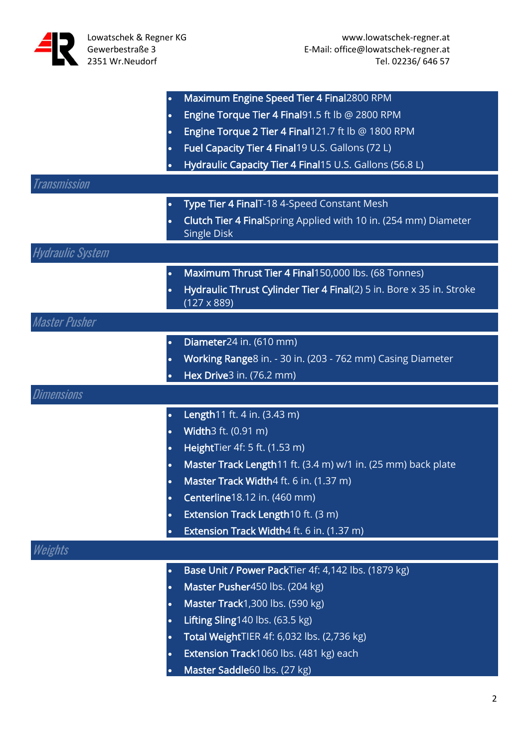- **Maximum Engine Speed Tier 4 Final** 2800 RPM
- **Engine Torque Tier 4 Final** 91.5 ft lb @ 2800 RPM
- **Engine Torque 2 Tier 4 Final** 121.7 ft lb @ 1800 RPM
- **Fuel Capacity Tier 4 Final** 19 U.S. Gallons (72 L)
- **Hydraulic Capacity Tier 4 Final** 15 U.S. Gallons (56.8 L)

## *Transmission*

- **Type Tier 4 Final** T-18 4-Speed Constant Mesh
- **Clutch Tier 4 Final** Spring Applied with 10 in. (254 mm) Diameter Single Disk

## *Hydraulic System*

- **Maximum Thrust Tier 4 Final** 150,000 lbs. (68 Tonnes)
- **Hydraulic Thrust Cylinder Tier 4 Final** (2) 5 in. Bore x 35 in. Stroke (127 x 889)

## *Master Pusher*

- **Diameter** 24 in. (610 mm)
- **Working Range** 8 in. - 30 in. (203 - 762 mm) Casing Diameter
- **Hex Drive** 3 in. (76.2 mm)

## *Dimensions*

- **Length** 11 ft. 4 in. (3.43 m)
- **Width** 3 ft. (0.91 m)
- **Height** Tier 4f: 5 ft. (1.53 m)
- **Master Track Length** 11 ft. (3.4 m) w/1 in. (25 mm) back plate
- **Master Track Width** 4 ft. 6 in. (1.37 m)
- **Centerline** 18.12 in. (460 mm)
- **Extension Track Length** 10 ft. (3 m)
- **Extension Track Width** 4 ft. 6 in. (1.37 m)

## *Weights*

- **Base Unit / Power Pack** Tier 4f: 4,142 lbs. (1879 kg)
- **Master Pusher** 450 lbs. (204 kg)
- **Master Track** 1,300 lbs. (590 kg)
- **Lifting Sling** 140 lbs. (63.5 kg)
- **Total Weight** TIER 4f: 6,032 lbs. (2,736 kg)
- **Extension Track** 1060 lbs. (481 kg) each
- **Master Saddle** 60 lbs. (27 kg)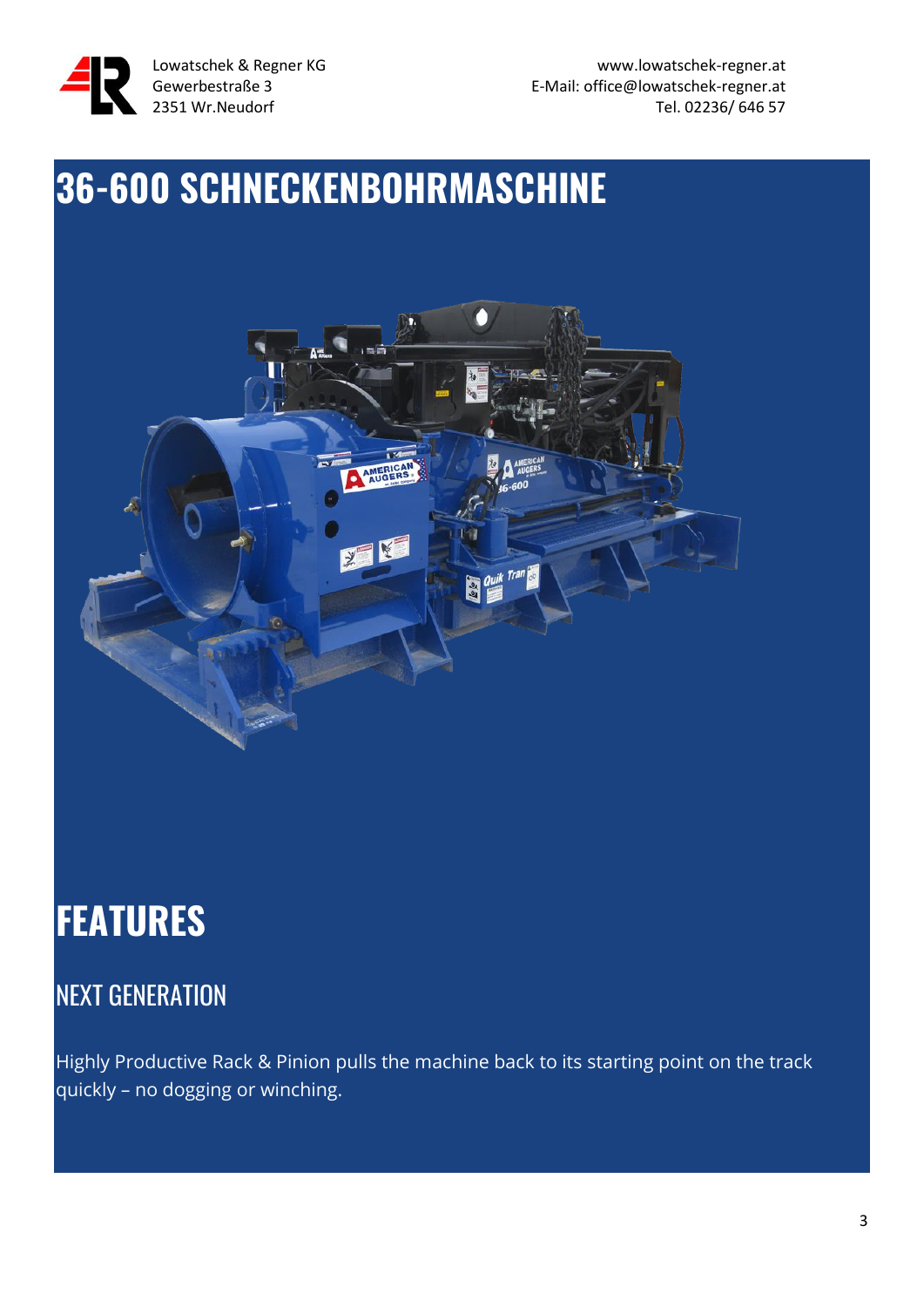# 36-600 SCHNECKENBOHRMASCHINE

# FEATURES

## NEXT GENERATION

Highly Productive Rack & Pinion pulls the machine back to its starting point on the track quickly – no dogging or winching.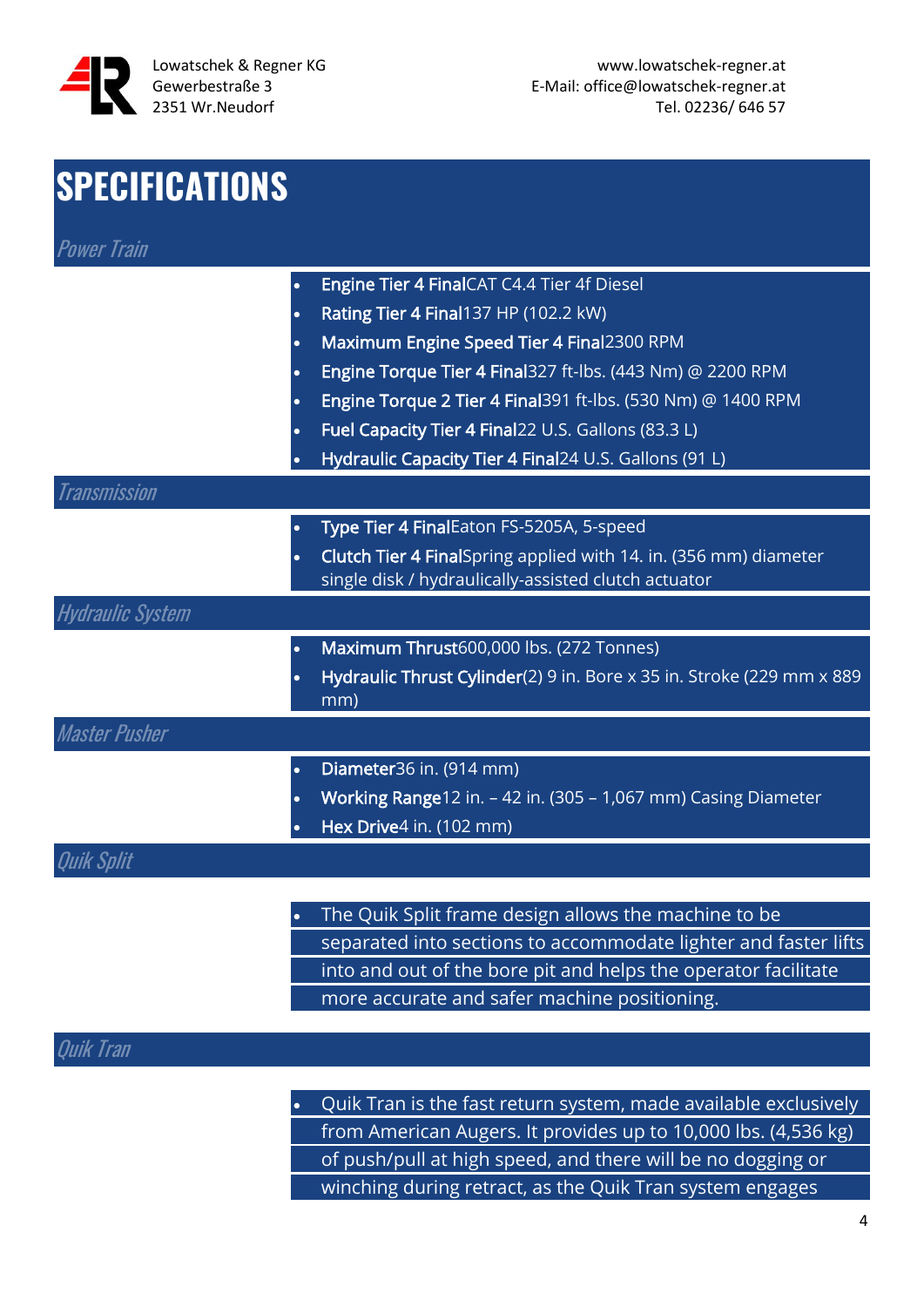# SPECIFICATIONS

## Power Train

- **Engine Tier 4 Final**CAT C4.4 Tier 4f Diesel
- **Rating Tier 4 Final**137 HP (102.2 kW)
- **Maximum Engine Speed Tier 4 Final**2300 RPM
- **Engine Torque Tier 4 Final**327 ft-lbs. (443 Nm) @ 2200 RPM
- **Engine Torque 2 Tier 4 Final**391 ft-lbs. (530 Nm) @ 1400 RPM
- **Fuel Capacity Tier 4 Final**22 U.S. Gallons (83.3 L)
- **Hydraulic Capacity Tier 4 Final**24 U.S. Gallons (91 L)

## Transmission

- **Type Tier 4 Final**Eaton FS-5205A, 5-speed
- **Clutch Tier 4 Final**Spring applied with 14. in. (356 mm) diameter single disk / hydraulically-assisted clutch actuator

## Hydraulic System

- **Maximum Thrust**600,000 lbs. (272 Tonnes)
- **Hydraulic Thrust Cylinder**(2) 9 in. Bore x 35 in. Stroke (229 mm x 889 mm)

## Master Pusher

- **Diameter**36 in. (914 mm)
- **Working Range**12 in. – 42 in. (305 – 1,067 mm) Casing Diameter
- **Hex Drive**4 in. (102 mm)

## Quik Split

- The Quik Split frame design allows the machine to be separated into sections to accommodate lighter and faster lifts into and out of the bore pit and helps the operator facilitate more accurate and safer machine positioning.

## Quik Tran

- Quik Tran is the fast return system, made available exclusively from American Augers. It provides up to 10,000 lbs. (4,536 kg) of push/pull at high speed, and there will be no dogging or winching during retract, as the Quik Tran system engages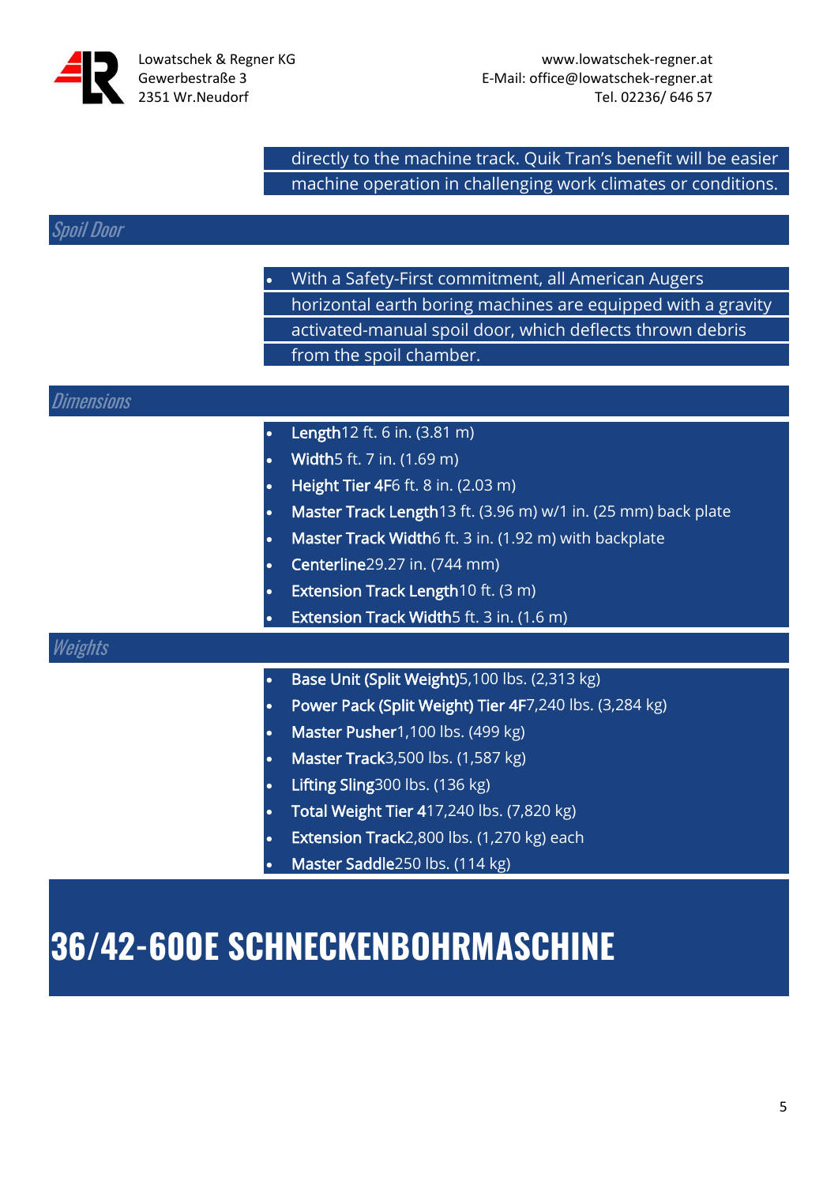directly to the machine track. Quik Tran's benefit will be easier machine operation in challenging work climates or conditions.

## Spoil Door

- With a Safety-First commitment, all American Augers horizontal earth boring machines are equipped with a gravity activated-manual spoil door, which deflects thrown debris from the spoil chamber.

## Dimensions

- **Length**12 ft. 6 in. (3.81 m)
- **Width**5 ft. 7 in. (1.69 m)
- **Height Tier 4F**6 ft. 8 in. (2.03 m)
- **Master Track Length**13 ft. (3.96 m) w/1 in. (25 mm) back plate
- **Master Track Width**6 ft. 3 in. (1.92 m) with backplate
- **Centerline**29.27 in. (744 mm)
- **Extension Track Length**10 ft. (3 m)
- **Extension Track Width**5 ft. 3 in. (1.6 m)

## Weights

- **Base Unit (Split Weight)**5,100 lbs. (2,313 kg)
- **Power Pack (Split Weight) Tier 4F**7,240 lbs. (3,284 kg)
- **Master Pusher**1,100 lbs. (499 kg)
- **Master Track**3,500 lbs. (1,587 kg)
- **Lifting Sling**300 lbs. (136 kg)
- **Total Weight Tier 4**17,240 lbs. (7,820 kg)
- **Extension Track**2,800 lbs. (1,270 kg) each
- **Master Saddle**250 lbs. (114 kg)

# 36/42-600E SCHNECKENBOHRMASCHINE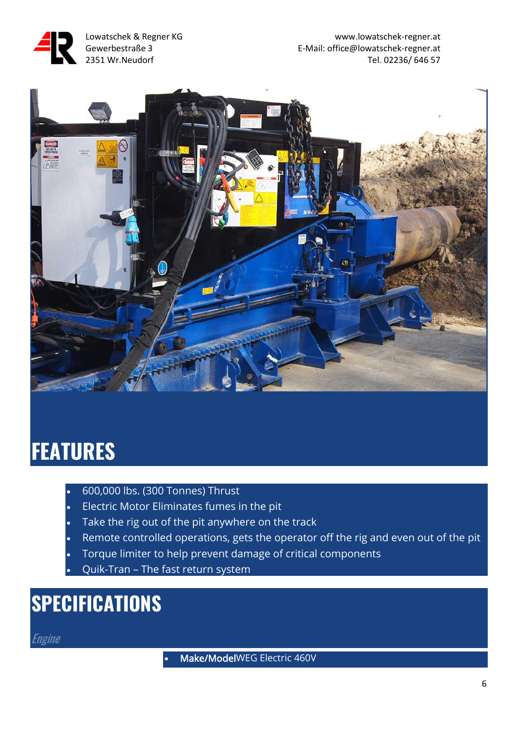# FEATURES

- 600,000 lbs. (300 Tonnes) Thrust
- Electric Motor Eliminates fumes in the pit
- Take the rig out of the pit anywhere on the track
- Remote controlled operations, gets the operator off the rig and even out of the pit
- Torque limiter to help prevent damage of critical components
- Quik-Tran – The fast return system

# SPECIFICATIONS

### *Engine*

- **Make/Model**WEG Electric 460V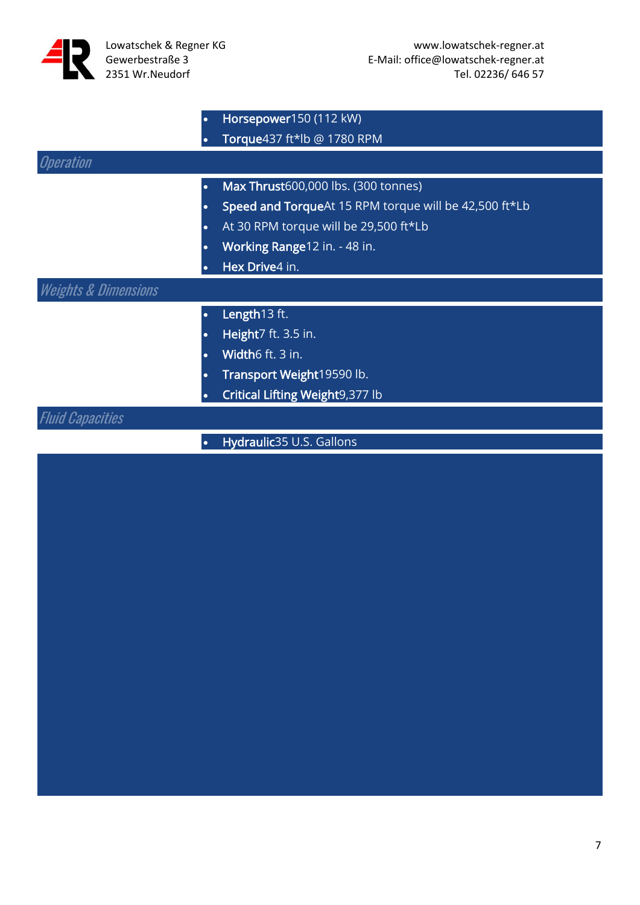- **Horsepower** 150 (112 kW)
- **Torque** 437 ft*lb @ 1780 RPM

## *Operation*

- **Max Thrust** 600,000 lbs. (300 tonnes)
- **Speed and Torque** At 15 RPM torque will be 42,500 ft*Lb
- At 30 RPM torque will be 29,500 ft*Lb
- **Working Range** 12 in. - 48 in.
- **Hex Drive** 4 in.

## *Weights & Dimensions*

- **Length** 13 ft.
- **Height** 7 ft. 3.5 in.
- **Width** 6 ft. 3 in.
- **Transport Weight** 19590 lb.
- **Critical Lifting Weight** 9,377 lb

## *Fluid Capacities*

- **Hydraulic** 35 U.S. Gallons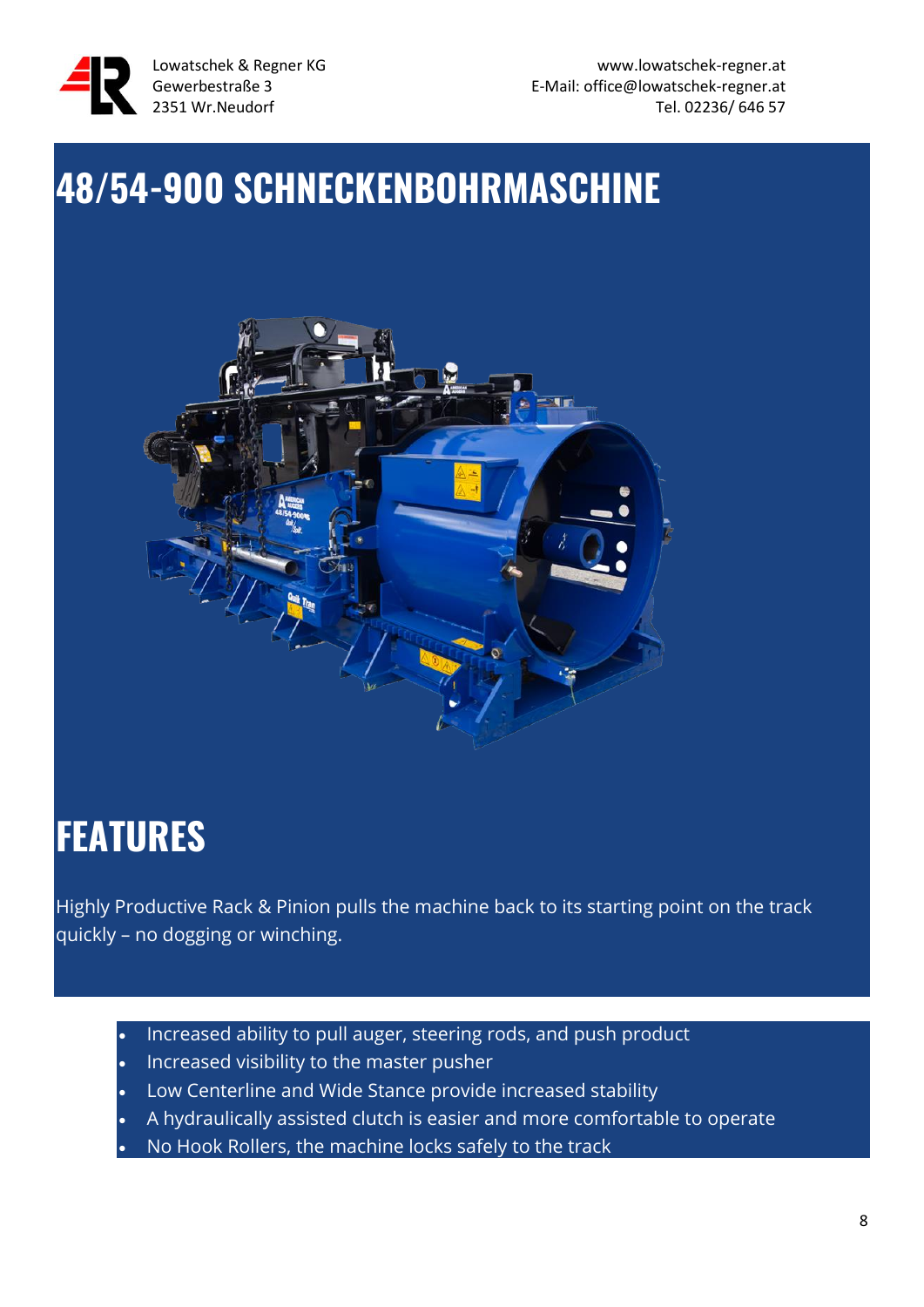Lowatschek & Regner KG
Gewerbestraße 3
2351 Wr.Neudorf

www.lowatschek-regner.at
E-Mail: office@lowatschek-regner.at
Tel. 02236/ 646 57

# 48/54-900 SCHNECKENBOHRMASCHINE

# FEATURES

Highly Productive Rack & Pinion pulls the machine back to its starting point on the track quickly – no dogging or winching.

- Increased ability to pull auger, steering rods, and push product
- Increased visibility to the master pusher
- Low Centerline and Wide Stance provide increased stability
- A hydraulically assisted clutch is easier and more comfortable to operate
- No Hook Rollers, the machine locks safely to the track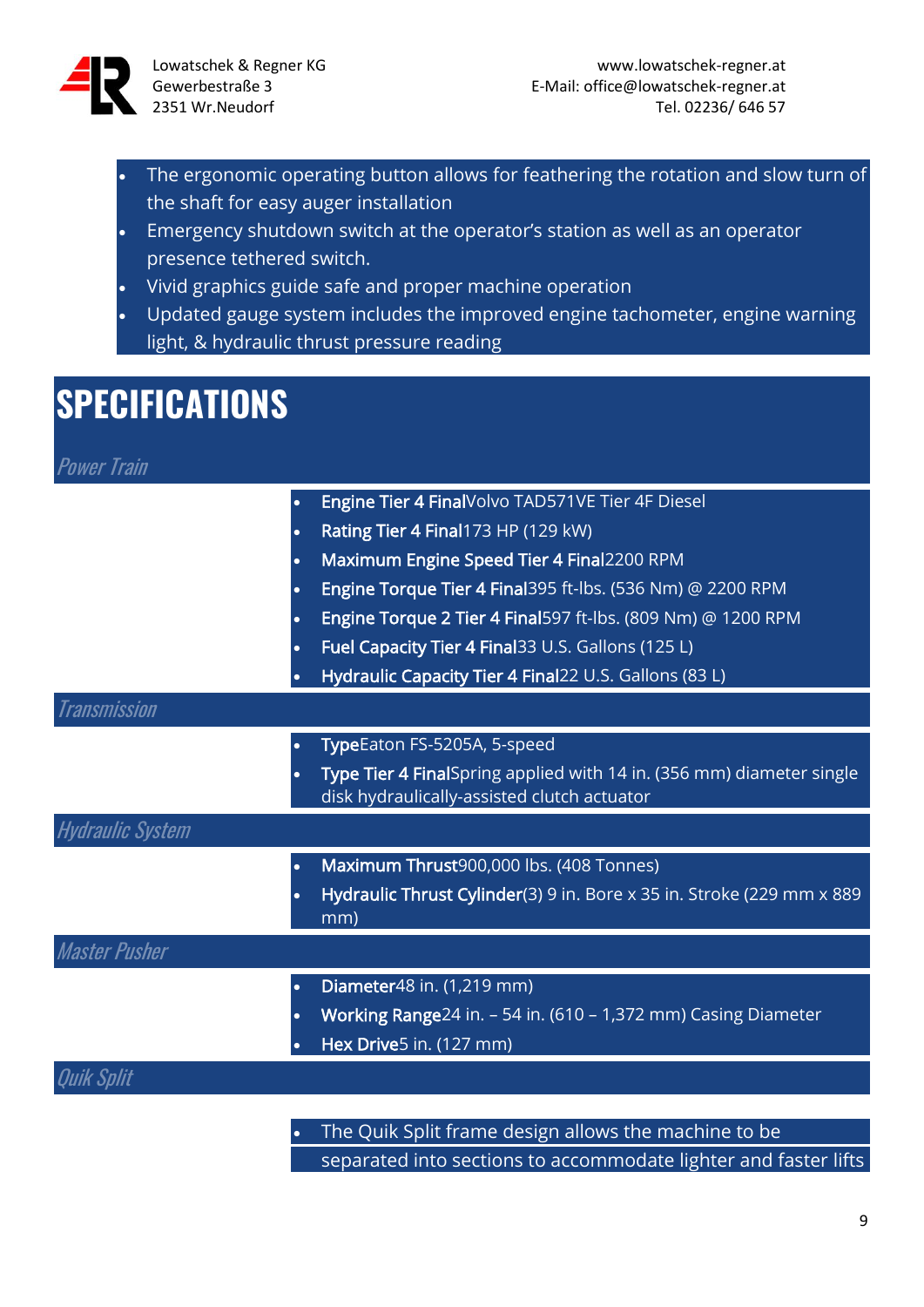- The ergonomic operating button allows for feathering the rotation and slow turn of the shaft for easy auger installation
- Emergency shutdown switch at the operator's station as well as an operator presence tethered switch.
- Vivid graphics guide safe and proper machine operation
- Updated gauge system includes the improved engine tachometer, engine warning light, & hydraulic thrust pressure reading

# SPECIFICATIONS

### *Power Train*

- **Engine Tier 4 Final**Volvo TAD571VE Tier 4F Diesel
- **Rating Tier 4 Final**173 HP (129 kW)
- **Maximum Engine Speed Tier 4 Final**2200 RPM
- **Engine Torque Tier 4 Final**395 ft-lbs. (536 Nm) @ 2200 RPM
- **Engine Torque 2 Tier 4 Final**597 ft-lbs. (809 Nm) @ 1200 RPM
- **Fuel Capacity Tier 4 Final**33 U.S. Gallons (125 L)
- **Hydraulic Capacity Tier 4 Final**22 U.S. Gallons (83 L)

### *Transmission*

- **Type**Eaton FS-5205A, 5-speed
- **Type Tier 4 Final**Spring applied with 14 in. (356 mm) diameter single disk hydraulically-assisted clutch actuator

### *Hydraulic System*

- **Maximum Thrust**900,000 lbs. (408 Tonnes)
- **Hydraulic Thrust Cylinder**(3) 9 in. Bore x 35 in. Stroke (229 mm x 889 mm)

### *Master Pusher*

- **Diameter**48 in. (1,219 mm)
- **Working Range**24 in. – 54 in. (610 – 1,372 mm) Casing Diameter
- **Hex Drive**5 in. (127 mm)

### *Quik Split*

- The Quik Split frame design allows the machine to be separated into sections to accommodate lighter and faster lifts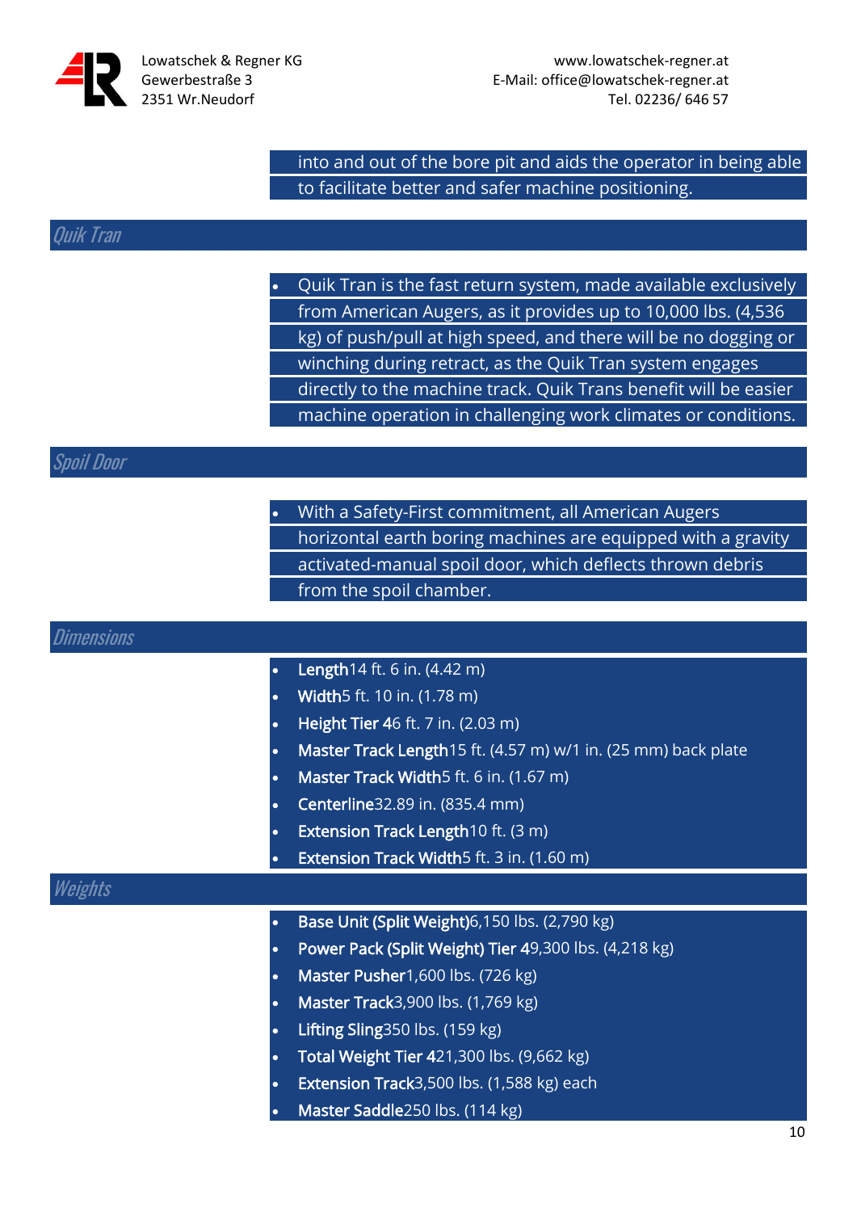into and out of the bore pit and aids the operator in being able to facilitate better and safer machine positioning.

## Quik Tran

- Quik Tran is the fast return system, made available exclusively from American Augers, as it provides up to 10,000 lbs. (4,536 kg) of push/pull at high speed, and there will be no dogging or winching during retract, as the Quik Tran system engages directly to the machine track. Quik Trans benefit will be easier machine operation in challenging work climates or conditions.

## Spoil Door

- With a Safety-First commitment, all American Augers horizontal earth boring machines are equipped with a gravity activated-manual spoil door, which deflects thrown debris from the spoil chamber.

## Dimensions

- **Length**14 ft. 6 in. (4.42 m)
- **Width**5 ft. 10 in. (1.78 m)
- **Height Tier 4**6 ft. 7 in. (2.03 m)
- **Master Track Length**15 ft. (4.57 m) w/1 in. (25 mm) back plate
- **Master Track Width**5 ft. 6 in. (1.67 m)
- **Centerline**32.89 in. (835.4 mm)
- **Extension Track Length**10 ft. (3 m)
- **Extension Track Width**5 ft. 3 in. (1.60 m)

## Weights

- **Base Unit (Split Weight)**6,150 lbs. (2,790 kg)
- **Power Pack (Split Weight) Tier 4**9,300 lbs. (4,218 kg)
- **Master Pusher**1,600 lbs. (726 kg)
- **Master Track**3,900 lbs. (1,769 kg)
- **Lifting Sling**350 lbs. (159 kg)
- **Total Weight Tier 4**21,300 lbs. (9,662 kg)
- **Extension Track**3,500 lbs. (1,588 kg) each
- **Master Saddle**250 lbs. (114 kg)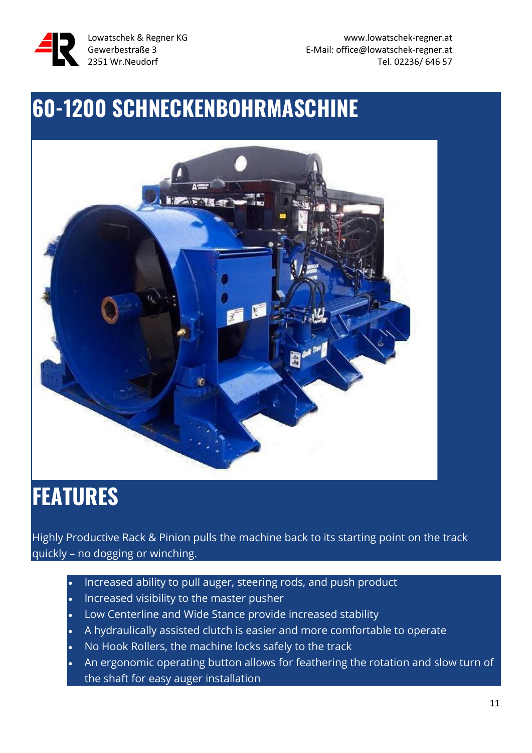# 60-1200 SCHNECKENBOHRMASCHINE

# FEATURES

Highly Productive Rack & Pinion pulls the machine back to its starting point on the track quickly – no dogging or winching.

- Increased ability to pull auger, steering rods, and push product
- Increased visibility to the master pusher
- Low Centerline and Wide Stance provide increased stability
- A hydraulically assisted clutch is easier and more comfortable to operate
- No Hook Rollers, the machine locks safely to the track
- An ergonomic operating button allows for feathering the rotation and slow turn of the shaft for easy auger installation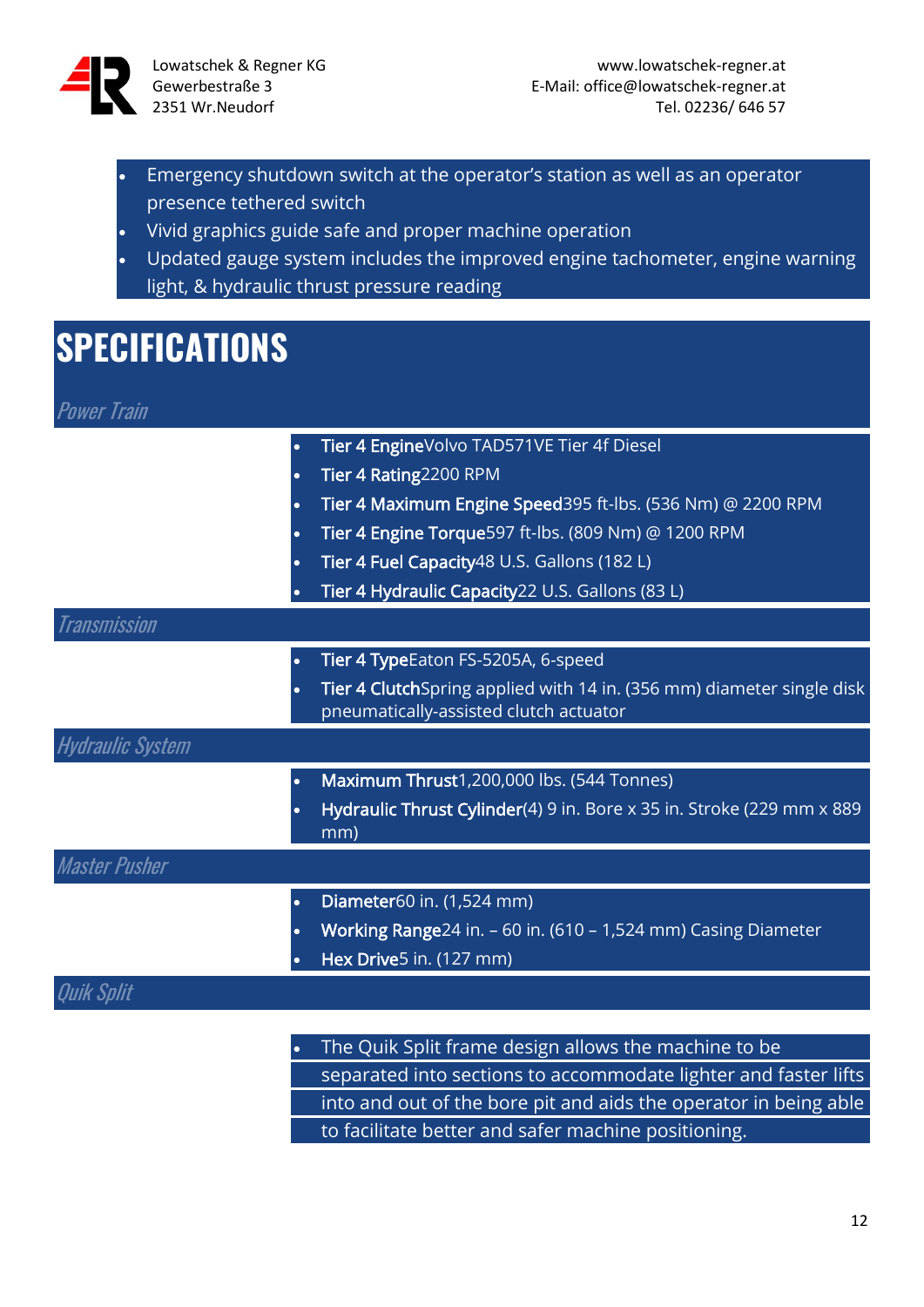- Emergency shutdown switch at the operator's station as well as an operator presence tethered switch
- Vivid graphics guide safe and proper machine operation
- Updated gauge system includes the improved engine tachometer, engine warning light, & hydraulic thrust pressure reading

# SPECIFICATIONS

## Power Train

- **Tier 4 Engine**Volvo TAD571VE Tier 4f Diesel
- **Tier 4 Rating**2200 RPM
- **Tier 4 Maximum Engine Speed**395 ft-lbs. (536 Nm) @ 2200 RPM
- **Tier 4 Engine Torque**597 ft-lbs. (809 Nm) @ 1200 RPM
- **Tier 4 Fuel Capacity**48 U.S. Gallons (182 L)
- **Tier 4 Hydraulic Capacity**22 U.S. Gallons (83 L)

## Transmission

- **Tier 4 Type**Eaton FS-5205A, 6-speed
- **Tier 4 Clutch**Spring applied with 14 in. (356 mm) diameter single disk pneumatically-assisted clutch actuator

## Hydraulic System

- **Maximum Thrust**1,200,000 lbs. (544 Tonnes)
- **Hydraulic Thrust Cylinder**(4) 9 in. Bore x 35 in. Stroke (229 mm x 889 mm)

## Master Pusher

- **Diameter**60 in. (1,524 mm)
- **Working Range**24 in. – 60 in. (610 – 1,524 mm) Casing Diameter
- **Hex Drive**5 in. (127 mm)

## Quik Split

- The Quik Split frame design allows the machine to be separated into sections to accommodate lighter and faster lifts into and out of the bore pit and aids the operator in being able to facilitate better and safer machine positioning.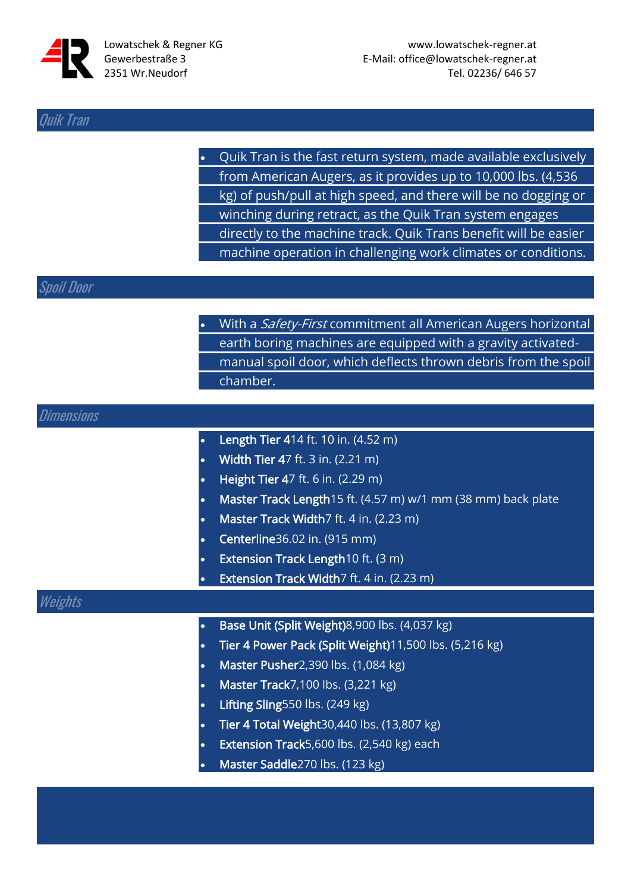Lowatschek & Regner KG
Gewerbestraße 3
2351 Wr.Neudorf

www.lowatschek-regner.at
E-Mail: office@lowatschek-regner.at
Tel. 02236/ 646 57

## Quik Tran

- Quik Tran is the fast return system, made available exclusively from American Augers, as it provides up to 10,000 lbs. (4,536 kg) of push/pull at high speed, and there will be no dogging or winching during retract, as the Quik Tran system engages directly to the machine track. Quik Trans benefit will be easier machine operation in challenging work climates or conditions.

## Spoil Door

- With a *Safety-First* commitment all American Augers horizontal earth boring machines are equipped with a gravity activated-manual spoil door, which deflects thrown debris from the spoil chamber.

## Dimensions

- **Length Tier 4**14 ft. 10 in. (4.52 m)
- **Width Tier 4**7 ft. 3 in. (2.21 m)
- **Height Tier 4**7 ft. 6 in. (2.29 m)
- **Master Track Length**15 ft. (4.57 m) w/1 mm (38 mm) back plate
- **Master Track Width**7 ft. 4 in. (2.23 m)
- **Centerline**36.02 in. (915 mm)
- **Extension Track Length**10 ft. (3 m)
- **Extension Track Width**7 ft. 4 in. (2.23 m)

## Weights

- **Base Unit (Split Weight)**8,900 lbs. (4,037 kg)
- **Tier 4 Power Pack (Split Weight)**11,500 lbs. (5,216 kg)
- **Master Pusher**2,390 lbs. (1,084 kg)
- **Master Track**7,100 lbs. (3,221 kg)
- **Lifting Sling**550 lbs. (249 kg)
- **Tier 4 Total Weight**30,440 lbs. (13,807 kg)
- **Extension Track**5,600 lbs. (2,540 kg) each
- **Master Saddle**270 lbs. (123 kg)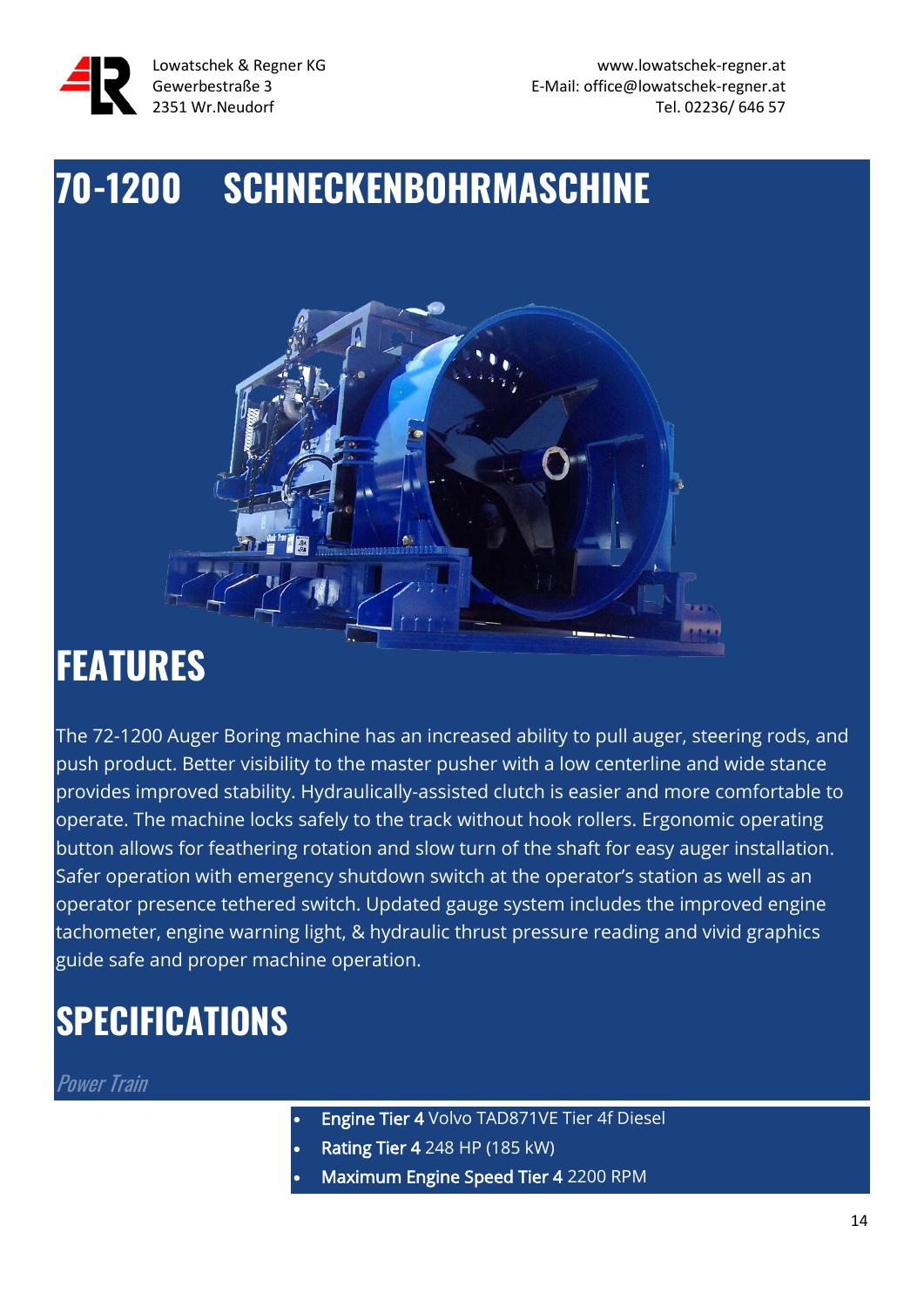Lowatschek & Regner KG
Gewerbestraße 3
2351 Wr.Neudorf

www.lowatschek-regner.at
E-Mail: office@lowatschek-regner.at
Tel. 02236/ 646 57

# 70-1200 SCHNECKENBOHRMASCHINE

## FEATURES

The 72-1200 Auger Boring machine has an increased ability to pull auger, steering rods, and push product. Better visibility to the master pusher with a low centerline and wide stance provides improved stability. Hydraulically-assisted clutch is easier and more comfortable to operate. The machine locks safely to the track without hook rollers. Ergonomic operating button allows for feathering rotation and slow turn of the shaft for easy auger installation. Safer operation with emergency shutdown switch at the operator's station as well as an operator presence tethered switch. Updated gauge system includes the improved engine tachometer, engine warning light, & hydraulic thrust pressure reading and vivid graphics guide safe and proper machine operation.

## SPECIFICATIONS

*Power Train*

- **Engine Tier 4** Volvo TAD871VE Tier 4f Diesel
- **Rating Tier 4** 248 HP (185 kW)
- **Maximum Engine Speed Tier 4** 2200 RPM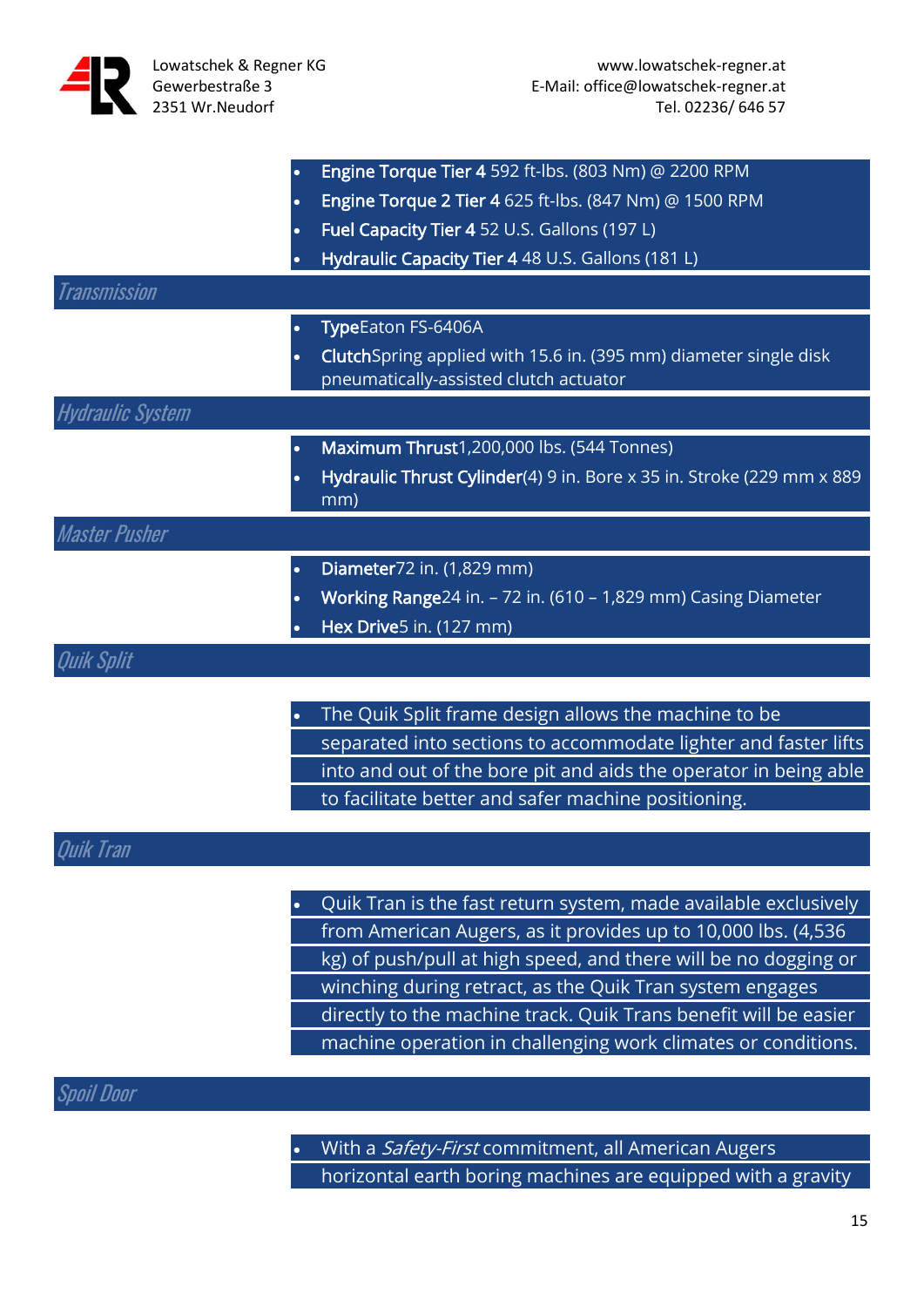- **Engine Torque Tier 4** 592 ft-lbs. (803 Nm) @ 2200 RPM
- **Engine Torque 2 Tier 4** 625 ft-lbs. (847 Nm) @ 1500 RPM
- **Fuel Capacity Tier 4** 52 U.S. Gallons (197 L)
- **Hydraulic Capacity Tier 4** 48 U.S. Gallons (181 L)

## *Transmission*

- **Type**Eaton FS-6406A
- **Clutch**Spring applied with 15.6 in. (395 mm) diameter single disk pneumatically-assisted clutch actuator

## *Hydraulic System*

- **Maximum Thrust**1,200,000 lbs. (544 Tonnes)
- **Hydraulic Thrust Cylinder**(4) 9 in. Bore x 35 in. Stroke (229 mm x 889 mm)

## *Master Pusher*

- **Diameter**72 in. (1,829 mm)
- **Working Range**24 in. – 72 in. (610 – 1,829 mm) Casing Diameter
- **Hex Drive**5 in. (127 mm)

## *Quik Split*

- The Quik Split frame design allows the machine to be separated into sections to accommodate lighter and faster lifts into and out of the bore pit and aids the operator in being able to facilitate better and safer machine positioning.

## *Quik Tran*

- Quik Tran is the fast return system, made available exclusively from American Augers, as it provides up to 10,000 lbs. (4,536 kg) of push/pull at high speed, and there will be no dogging or winching during retract, as the Quik Tran system engages directly to the machine track. Quik Trans benefit will be easier machine operation in challenging work climates or conditions.

## *Spoil Door*

- With a *Safety-First* commitment, all American Augers horizontal earth boring machines are equipped with a gravity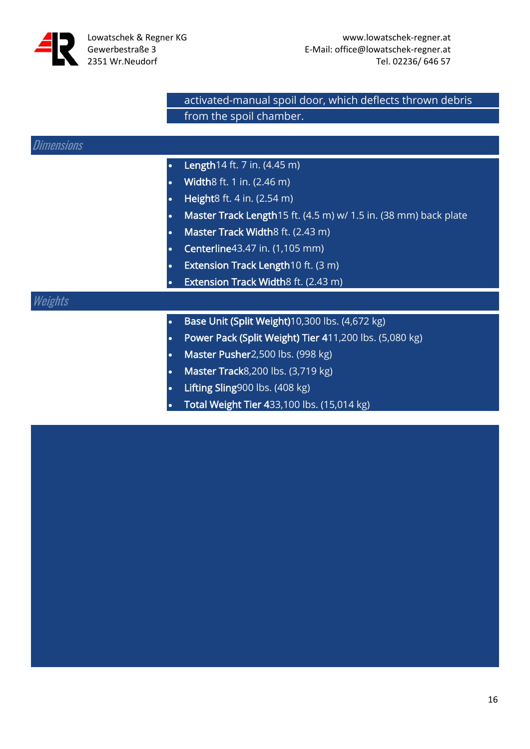activated-manual spoil door, which deflects thrown debris from the spoil chamber.

## *Dimensions*

- **Length** 14 ft. 7 in. (4.45 m)
- **Width** 8 ft. 1 in. (2.46 m)
- **Height** 8 ft. 4 in. (2.54 m)
- **Master Track Length** 15 ft. (4.5 m) w/ 1.5 in. (38 mm) back plate
- **Master Track Width** 8 ft. (2.43 m)
- **Centerline** 43.47 in. (1,105 mm)
- **Extension Track Length** 10 ft. (3 m)
- **Extension Track Width** 8 ft. (2.43 m)

## *Weights*

- **Base Unit (Split Weight)** 10,300 lbs. (4,672 kg)
- **Power Pack (Split Weight) Tier 4** 11,200 lbs. (5,080 kg)
- **Master Pusher** 2,500 lbs. (998 kg)
- **Master Track** 8,200 lbs. (3,719 kg)
- **Lifting Sling** 900 lbs. (408 kg)
- **Total Weight Tier 4** 33,100 lbs. (15,014 kg)